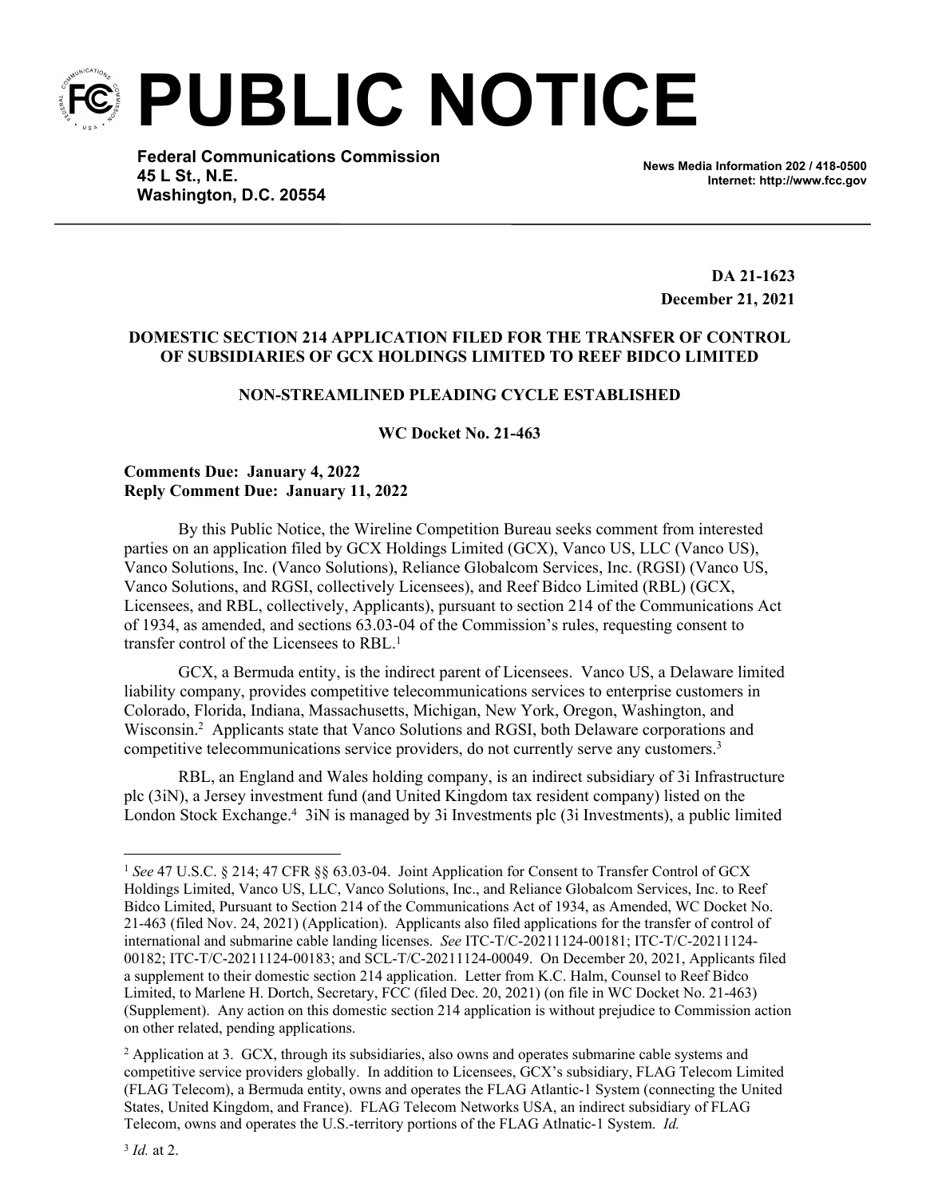# PUBLIC NOTICE

**Federal Communications Commission**
**45 L St., N.E.**
**Washington, D.C. 20554**

**News Media Information 202 / 418-0500**
**Internet: http://www.fcc.gov**

**DA 21-1623**
**December 21, 2021**

**DOMESTIC SECTION 214 APPLICATION FILED FOR THE TRANSFER OF CONTROL OF SUBSIDIARIES OF GCX HOLDINGS LIMITED TO REEF BIDCO LIMITED**

**NON-STREAMLINED PLEADING CYCLE ESTABLISHED**

**WC Docket No. 21-463**

**Comments Due: January 4, 2022**
**Reply Comment Due: January 11, 2022**

By this Public Notice, the Wireline Competition Bureau seeks comment from interested parties on an application filed by GCX Holdings Limited (GCX), Vanco US, LLC (Vanco US), Vanco Solutions, Inc. (Vanco Solutions), Reliance Globalcom Services, Inc. (RGSI) (Vanco US, Vanco Solutions, and RGSI, collectively Licensees), and Reef Bidco Limited (RBL) (GCX, Licensees, and RBL, collectively, Applicants), pursuant to section 214 of the Communications Act of 1934, as amended, and sections 63.03-04 of the Commission's rules, requesting consent to transfer control of the Licensees to RBL.[1]

GCX, a Bermuda entity, is the indirect parent of Licensees. Vanco US, a Delaware limited liability company, provides competitive telecommunications services to enterprise customers in Colorado, Florida, Indiana, Massachusetts, Michigan, New York, Oregon, Washington, and Wisconsin.[2] Applicants state that Vanco Solutions and RGSI, both Delaware corporations and competitive telecommunications service providers, do not currently serve any customers.[3]

RBL, an England and Wales holding company, is an indirect subsidiary of 3i Infrastructure plc (3iN), a Jersey investment fund (and United Kingdom tax resident company) listed on the London Stock Exchange.[4] 3iN is managed by 3i Investments plc (3i Investments), a public limited

---

[1] *See* 47 U.S.C. § 214; 47 CFR §§ 63.03-04. Joint Application for Consent to Transfer Control of GCX Holdings Limited, Vanco US, LLC, Vanco Solutions, Inc., and Reliance Globalcom Services, Inc. to Reef Bidco Limited, Pursuant to Section 214 of the Communications Act of 1934, as Amended, WC Docket No. 21-463 (filed Nov. 24, 2021) (Application). Applicants also filed applications for the transfer of control of international and submarine cable landing licenses. *See* ITC-T/C-20211124-00181; ITC-T/C-20211124-00182; ITC-T/C-20211124-00183; and SCL-T/C-20211124-00049. On December 20, 2021, Applicants filed a supplement to their domestic section 214 application. Letter from K.C. Halm, Counsel to Reef Bidco Limited, to Marlene H. Dortch, Secretary, FCC (filed Dec. 20, 2021) (on file in WC Docket No. 21-463) (Supplement). Any action on this domestic section 214 application is without prejudice to Commission action on other related, pending applications.

[2] Application at 3. GCX, through its subsidiaries, also owns and operates submarine cable systems and competitive service providers globally. In addition to Licensees, GCX's subsidiary, FLAG Telecom Limited (FLAG Telecom), a Bermuda entity, owns and operates the FLAG Atlantic-1 System (connecting the United States, United Kingdom, and France). FLAG Telecom Networks USA, an indirect subsidiary of FLAG Telecom, owns and operates the U.S.-territory portions of the FLAG Atlnatic-1 System. *Id.*

[3] *Id.* at 2.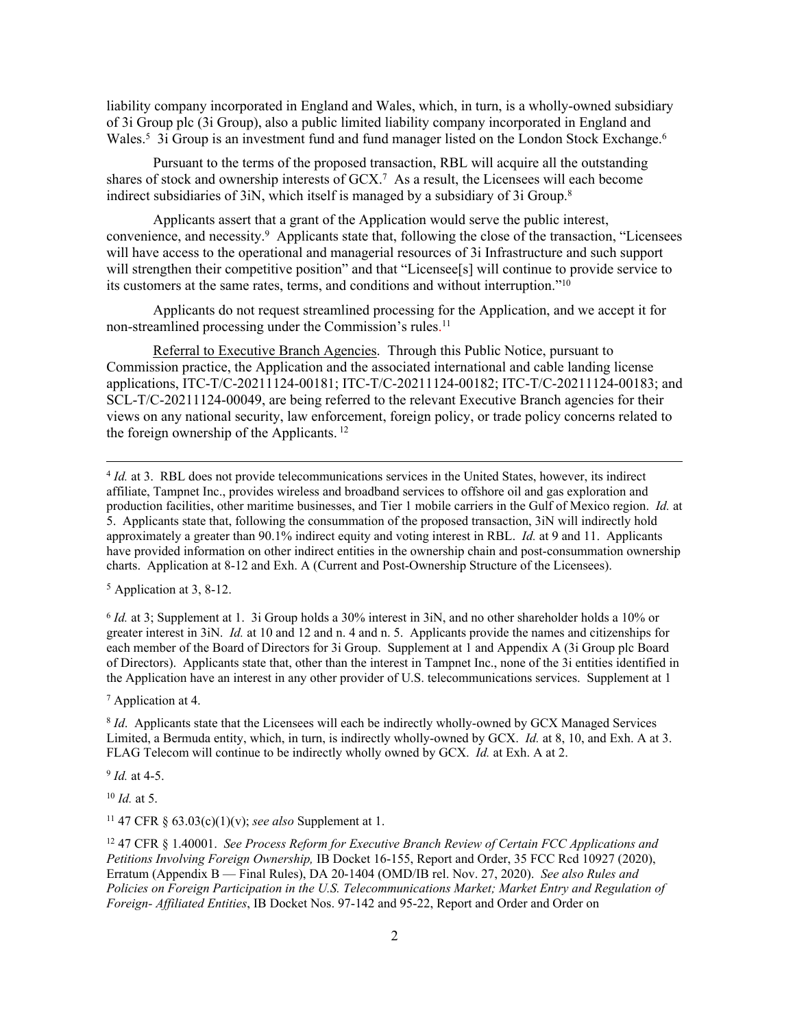liability company incorporated in England and Wales, which, in turn, is a wholly-owned subsidiary of 3i Group plc (3i Group), also a public limited liability company incorporated in England and Wales.[5] 3i Group is an investment fund and fund manager listed on the London Stock Exchange.[6]

Pursuant to the terms of the proposed transaction, RBL will acquire all the outstanding shares of stock and ownership interests of GCX.[7] As a result, the Licensees will each become indirect subsidiaries of 3iN, which itself is managed by a subsidiary of 3i Group.[8]

Applicants assert that a grant of the Application would serve the public interest, convenience, and necessity.[9] Applicants state that, following the close of the transaction, "Licensees will have access to the operational and managerial resources of 3i Infrastructure and such support will strengthen their competitive position" and that "Licensee[s] will continue to provide service to its customers at the same rates, terms, and conditions and without interruption."[10]

Applicants do not request streamlined processing for the Application, and we accept it for non-streamlined processing under the Commission's rules.[11]

Referral to Executive Branch Agencies. Through this Public Notice, pursuant to Commission practice, the Application and the associated international and cable landing license applications, ITC-T/C-20211124-00181; ITC-T/C-20211124-00182; ITC-T/C-20211124-00183; and SCL-T/C-20211124-00049, are being referred to the relevant Executive Branch agencies for their views on any national security, law enforcement, foreign policy, or trade policy concerns related to the foreign ownership of the Applicants.[12]

---

[4] *Id.* at 3. RBL does not provide telecommunications services in the United States, however, its indirect affiliate, Tampnet Inc., provides wireless and broadband services to offshore oil and gas exploration and production facilities, other maritime businesses, and Tier 1 mobile carriers in the Gulf of Mexico region. *Id.* at 5. Applicants state that, following the consummation of the proposed transaction, 3iN will indirectly hold approximately a greater than 90.1% indirect equity and voting interest in RBL. *Id.* at 9 and 11. Applicants have provided information on other indirect entities in the ownership chain and post-consummation ownership charts. Application at 8-12 and Exh. A (Current and Post-Ownership Structure of the Licensees).

[5] Application at 3, 8-12.

[6] *Id.* at 3; Supplement at 1. 3i Group holds a 30% interest in 3iN, and no other shareholder holds a 10% or greater interest in 3iN. *Id.* at 10 and 12 and n. 4 and n. 5. Applicants provide the names and citizenships for each member of the Board of Directors for 3i Group. Supplement at 1 and Appendix A (3i Group plc Board of Directors). Applicants state that, other than the interest in Tampnet Inc., none of the 3i entities identified in the Application have an interest in any other provider of U.S. telecommunications services. Supplement at 1

[7] Application at 4.

[8] *Id*. Applicants state that the Licensees will each be indirectly wholly-owned by GCX Managed Services Limited, a Bermuda entity, which, in turn, is indirectly wholly-owned by GCX. *Id.* at 8, 10, and Exh. A at 3. FLAG Telecom will continue to be indirectly wholly owned by GCX. *Id.* at Exh. A at 2.

[9] *Id.* at 4-5.

[10] *Id.* at 5.

[11] 47 CFR § 63.03(c)(1)(v); *see also* Supplement at 1.

[12] 47 CFR § 1.40001. *See Process Reform for Executive Branch Review of Certain FCC Applications and Petitions Involving Foreign Ownership,* IB Docket 16-155, Report and Order, 35 FCC Rcd 10927 (2020), Erratum (Appendix B — Final Rules), DA 20-1404 (OMD/IB rel. Nov. 27, 2020). *See also Rules and Policies on Foreign Participation in the U.S. Telecommunications Market; Market Entry and Regulation of Foreign- Affiliated Entities*, IB Docket Nos. 97-142 and 95-22, Report and Order and Order on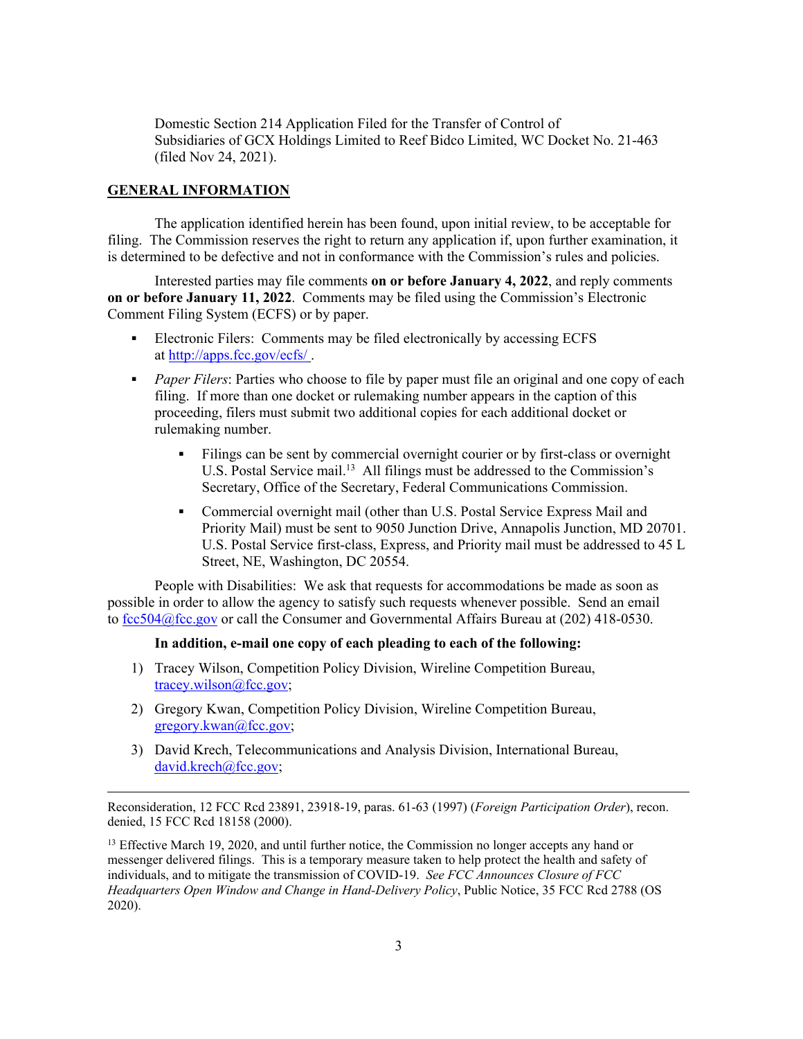Domestic Section 214 Application Filed for the Transfer of Control of Subsidiaries of GCX Holdings Limited to Reef Bidco Limited, WC Docket No. 21-463 (filed Nov 24, 2021).

**GENERAL INFORMATION**

The application identified herein has been found, upon initial review, to be acceptable for filing. The Commission reserves the right to return any application if, upon further examination, it is determined to be defective and not in conformance with the Commission's rules and policies.

Interested parties may file comments **on or before January 4, 2022**, and reply comments **on or before January 11, 2022**. Comments may be filed using the Commission's Electronic Comment Filing System (ECFS) or by paper.

- Electronic Filers: Comments may be filed electronically by accessing ECFS at http://apps.fcc.gov/ecfs/ .
- *Paper Filers*: Parties who choose to file by paper must file an original and one copy of each filing. If more than one docket or rulemaking number appears in the caption of this proceeding, filers must submit two additional copies for each additional docket or rulemaking number.
  - Filings can be sent by commercial overnight courier or by first-class or overnight U.S. Postal Service mail.[13] All filings must be addressed to the Commission's Secretary, Office of the Secretary, Federal Communications Commission.
  - Commercial overnight mail (other than U.S. Postal Service Express Mail and Priority Mail) must be sent to 9050 Junction Drive, Annapolis Junction, MD 20701. U.S. Postal Service first-class, Express, and Priority mail must be addressed to 45 L Street, NE, Washington, DC 20554.

People with Disabilities: We ask that requests for accommodations be made as soon as possible in order to allow the agency to satisfy such requests whenever possible. Send an email to fcc504@fcc.gov or call the Consumer and Governmental Affairs Bureau at (202) 418-0530.

**In addition, e-mail one copy of each pleading to each of the following:**

1) Tracey Wilson, Competition Policy Division, Wireline Competition Bureau, tracey.wilson@fcc.gov;
2) Gregory Kwan, Competition Policy Division, Wireline Competition Bureau, gregory.kwan@fcc.gov;
3) David Krech, Telecommunications and Analysis Division, International Bureau, david.krech@fcc.gov;

---

Reconsideration, 12 FCC Rcd 23891, 23918-19, paras. 61-63 (1997) (*Foreign Participation Order*), recon. denied, 15 FCC Rcd 18158 (2000).

[13] Effective March 19, 2020, and until further notice, the Commission no longer accepts any hand or messenger delivered filings. This is a temporary measure taken to help protect the health and safety of individuals, and to mitigate the transmission of COVID-19. *See FCC Announces Closure of FCC Headquarters Open Window and Change in Hand-Delivery Policy*, Public Notice, 35 FCC Rcd 2788 (OS 2020).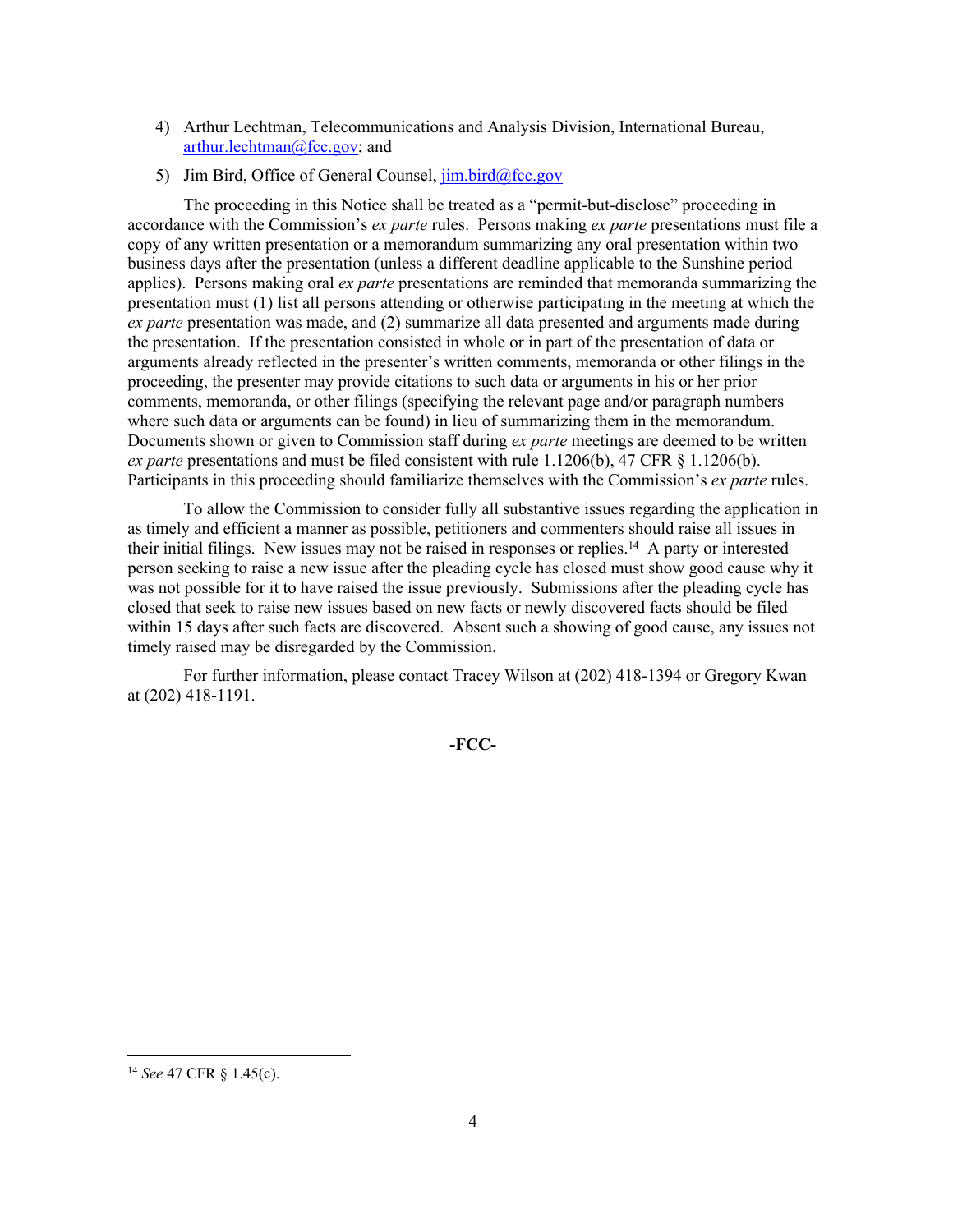4) Arthur Lechtman, Telecommunications and Analysis Division, International Bureau, arthur.lechtman@fcc.gov; and

5) Jim Bird, Office of General Counsel, jim.bird@fcc.gov

The proceeding in this Notice shall be treated as a "permit-but-disclose" proceeding in accordance with the Commission's *ex parte* rules. Persons making *ex parte* presentations must file a copy of any written presentation or a memorandum summarizing any oral presentation within two business days after the presentation (unless a different deadline applicable to the Sunshine period applies). Persons making oral *ex parte* presentations are reminded that memoranda summarizing the presentation must (1) list all persons attending or otherwise participating in the meeting at which the *ex parte* presentation was made, and (2) summarize all data presented and arguments made during the presentation. If the presentation consisted in whole or in part of the presentation of data or arguments already reflected in the presenter's written comments, memoranda or other filings in the proceeding, the presenter may provide citations to such data or arguments in his or her prior comments, memoranda, or other filings (specifying the relevant page and/or paragraph numbers where such data or arguments can be found) in lieu of summarizing them in the memorandum. Documents shown or given to Commission staff during *ex parte* meetings are deemed to be written *ex parte* presentations and must be filed consistent with rule 1.1206(b), 47 CFR § 1.1206(b). Participants in this proceeding should familiarize themselves with the Commission's *ex parte* rules.

To allow the Commission to consider fully all substantive issues regarding the application in as timely and efficient a manner as possible, petitioners and commenters should raise all issues in their initial filings. New issues may not be raised in responses or replies.[14] A party or interested person seeking to raise a new issue after the pleading cycle has closed must show good cause why it was not possible for it to have raised the issue previously. Submissions after the pleading cycle has closed that seek to raise new issues based on new facts or newly discovered facts should be filed within 15 days after such facts are discovered. Absent such a showing of good cause, any issues not timely raised may be disregarded by the Commission.

For further information, please contact Tracey Wilson at (202) 418-1394 or Gregory Kwan at (202) 418-1191.

**-FCC-**

[14] *See* 47 CFR § 1.45(c).